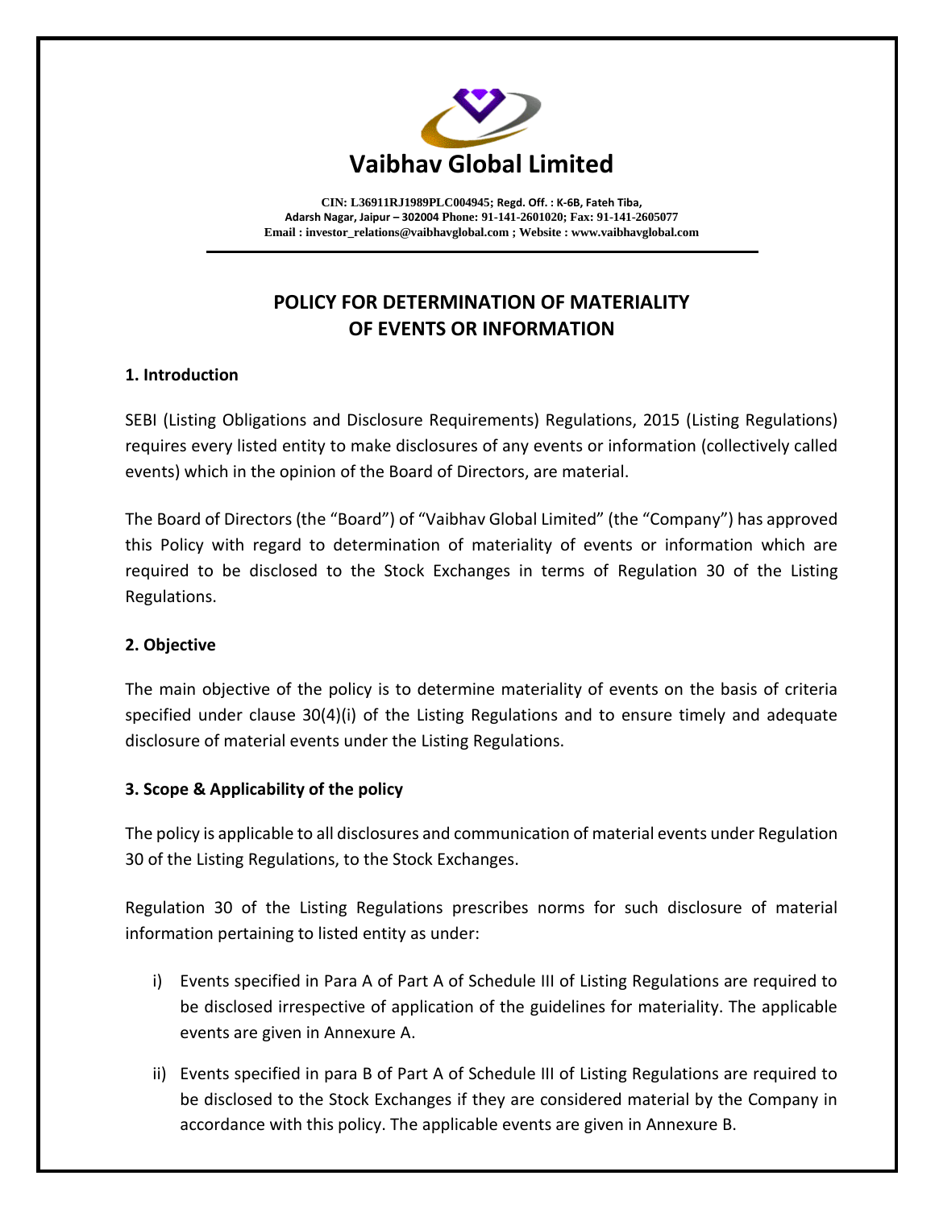# Vaibhav Global Limited

**CIN: L36911RJ1989PLC004945; Regd. Off. : K-6B, Fateh Tiba, Adarsh Nagar, Jaipur – 302004 Phone: 91-141-2601020; Fax: 91-141-2605077**
**Email : investor_relations@vaibhavglobal.com ; Website : www.vaibhavglobal.com**

---

## POLICY FOR DETERMINATION OF MATERIALITY OF EVENTS OR INFORMATION

### 1. Introduction

SEBI (Listing Obligations and Disclosure Requirements) Regulations, 2015 (Listing Regulations) requires every listed entity to make disclosures of any events or information (collectively called events) which in the opinion of the Board of Directors, are material.

The Board of Directors (the "Board") of "Vaibhav Global Limited" (the "Company") has approved this Policy with regard to determination of materiality of events or information which are required to be disclosed to the Stock Exchanges in terms of Regulation 30 of the Listing Regulations.

### 2. Objective

The main objective of the policy is to determine materiality of events on the basis of criteria specified under clause 30(4)(i) of the Listing Regulations and to ensure timely and adequate disclosure of material events under the Listing Regulations.

### 3. Scope & Applicability of the policy

The policy is applicable to all disclosures and communication of material events under Regulation 30 of the Listing Regulations, to the Stock Exchanges.

Regulation 30 of the Listing Regulations prescribes norms for such disclosure of material information pertaining to listed entity as under:

i) Events specified in Para A of Part A of Schedule III of Listing Regulations are required to be disclosed irrespective of application of the guidelines for materiality. The applicable events are given in Annexure A.

ii) Events specified in para B of Part A of Schedule III of Listing Regulations are required to be disclosed to the Stock Exchanges if they are considered material by the Company in accordance with this policy. The applicable events are given in Annexure B.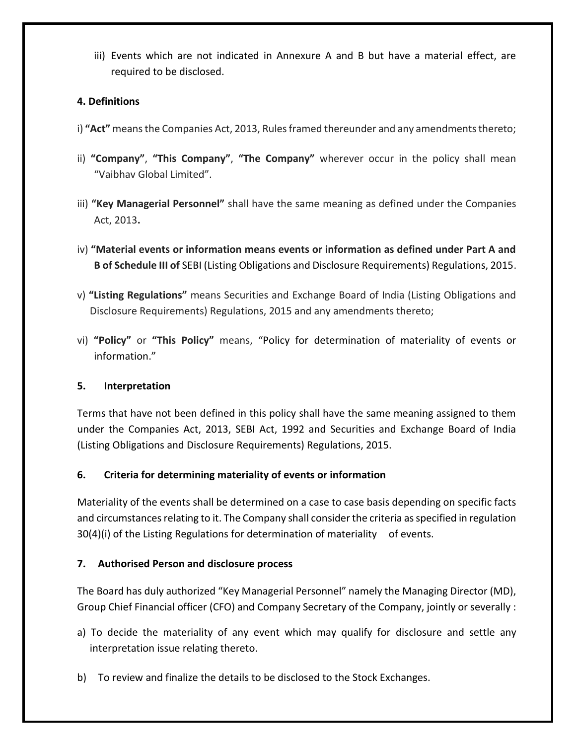iii) Events which are not indicated in Annexure A and B but have a material effect, are required to be disclosed.

**4. Definitions**

i) **"Act"** means the Companies Act, 2013, Rules framed thereunder and any amendments thereto;

ii) **"Company"**, **"This Company"**, **"The Company"** wherever occur in the policy shall mean "Vaibhav Global Limited".

iii) **"Key Managerial Personnel"** shall have the same meaning as defined under the Companies Act, 2013**.**

iv) **"Material events or information means events or information as defined under Part A and B of Schedule III of** SEBI (Listing Obligations and Disclosure Requirements) Regulations, 2015.

v) **"Listing Regulations"** means Securities and Exchange Board of India (Listing Obligations and Disclosure Requirements) Regulations, 2015 and any amendments thereto;

vi) **"Policy"** or **"This Policy"** means, "Policy for determination of materiality of events or information."

**5. Interpretation**

Terms that have not been defined in this policy shall have the same meaning assigned to them under the Companies Act, 2013, SEBI Act, 1992 and Securities and Exchange Board of India (Listing Obligations and Disclosure Requirements) Regulations, 2015.

**6. Criteria for determining materiality of events or information**

Materiality of the events shall be determined on a case to case basis depending on specific facts and circumstances relating to it. The Company shall consider the criteria as specified in regulation 30(4)(i) of the Listing Regulations for determination of materiality of events.

**7. Authorised Person and disclosure process**

The Board has duly authorized "Key Managerial Personnel" namely the Managing Director (MD), Group Chief Financial officer (CFO) and Company Secretary of the Company, jointly or severally :

a) To decide the materiality of any event which may qualify for disclosure and settle any interpretation issue relating thereto.

b) To review and finalize the details to be disclosed to the Stock Exchanges.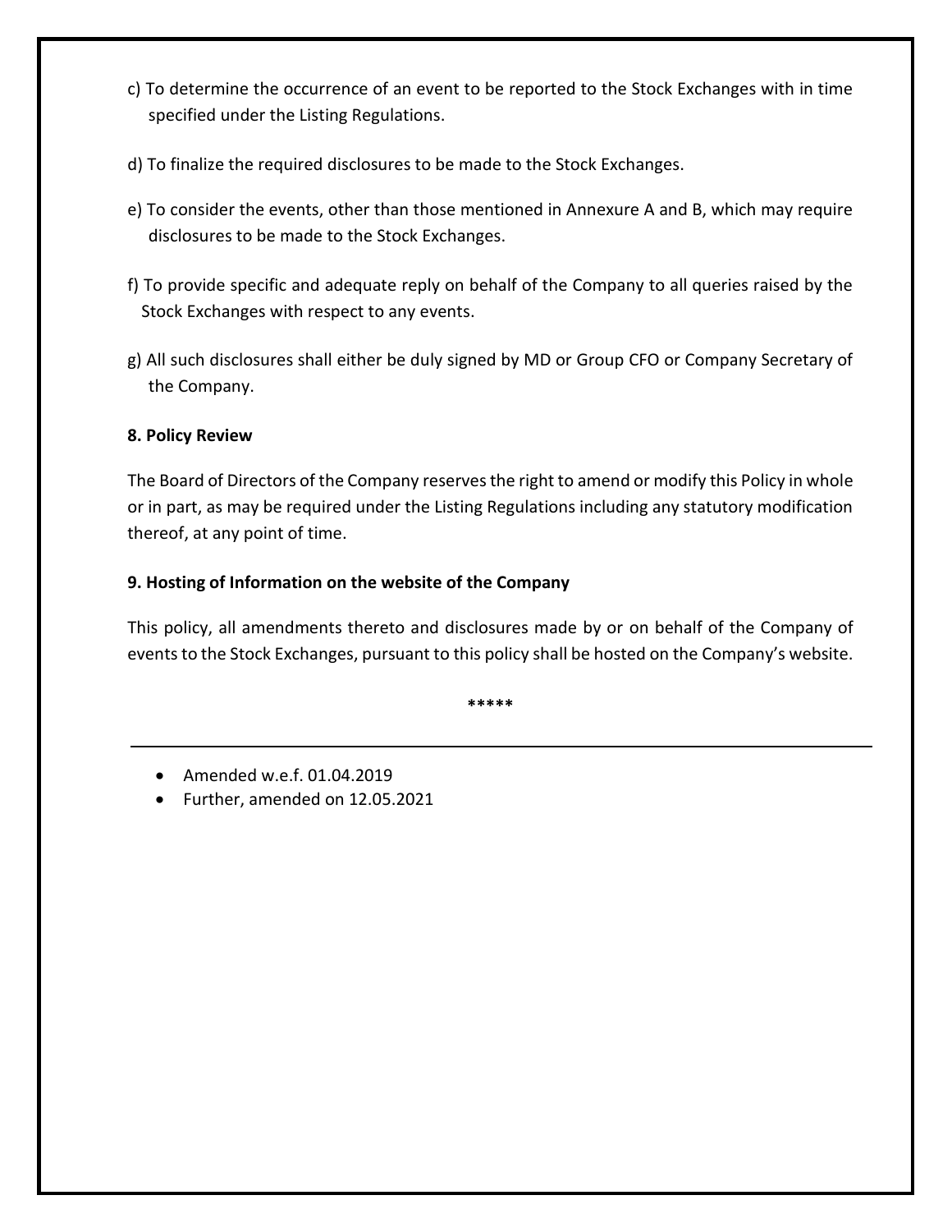c) To determine the occurrence of an event to be reported to the Stock Exchanges with in time specified under the Listing Regulations.

d) To finalize the required disclosures to be made to the Stock Exchanges.

e) To consider the events, other than those mentioned in Annexure A and B, which may require disclosures to be made to the Stock Exchanges.

f) To provide specific and adequate reply on behalf of the Company to all queries raised by the Stock Exchanges with respect to any events.

g) All such disclosures shall either be duly signed by MD or Group CFO or Company Secretary of the Company.

**8. Policy Review**

The Board of Directors of the Company reserves the right to amend or modify this Policy in whole or in part, as may be required under the Listing Regulations including any statutory modification thereof, at any point of time.

**9. Hosting of Information on the website of the Company**

This policy, all amendments thereto and disclosures made by or on behalf of the Company of events to the Stock Exchanges, pursuant to this policy shall be hosted on the Company's website.

*****

---

- Amended w.e.f. 01.04.2019
- Further, amended on 12.05.2021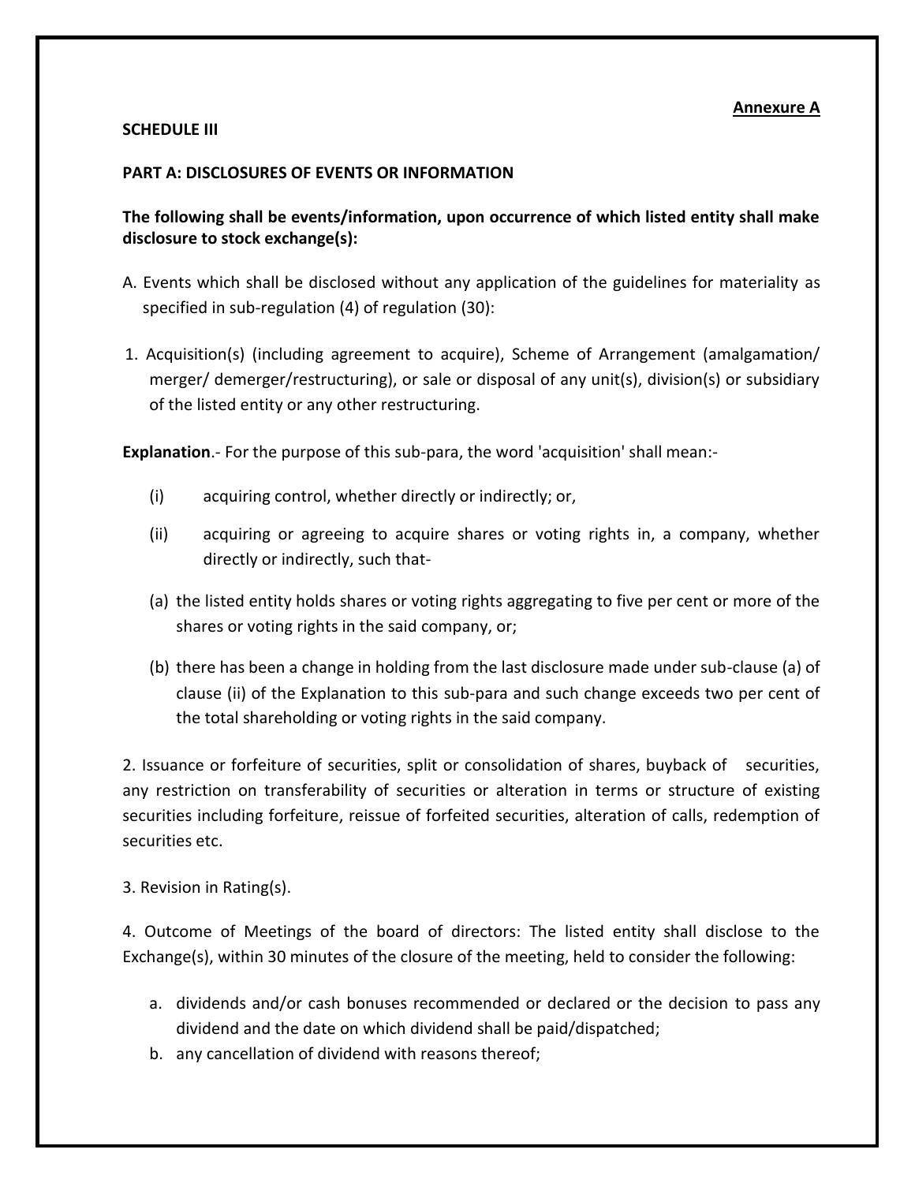**Annexure A**

**SCHEDULE III**

**PART A: DISCLOSURES OF EVENTS OR INFORMATION**

**The following shall be events/information, upon occurrence of which listed entity shall make disclosure to stock exchange(s):**

A. Events which shall be disclosed without any application of the guidelines for materiality as specified in sub-regulation (4) of regulation (30):

1. Acquisition(s) (including agreement to acquire), Scheme of Arrangement (amalgamation/ merger/ demerger/restructuring), or sale or disposal of any unit(s), division(s) or subsidiary of the listed entity or any other restructuring.

**Explanation**.- For the purpose of this sub-para, the word 'acquisition' shall mean:-

(i) acquiring control, whether directly or indirectly; or,

(ii) acquiring or agreeing to acquire shares or voting rights in, a company, whether directly or indirectly, such that-

(a) the listed entity holds shares or voting rights aggregating to five per cent or more of the shares or voting rights in the said company, or;

(b) there has been a change in holding from the last disclosure made under sub-clause (a) of clause (ii) of the Explanation to this sub-para and such change exceeds two per cent of the total shareholding or voting rights in the said company.

2. Issuance or forfeiture of securities, split or consolidation of shares, buyback of securities, any restriction on transferability of securities or alteration in terms or structure of existing securities including forfeiture, reissue of forfeited securities, alteration of calls, redemption of securities etc.

3. Revision in Rating(s).

4. Outcome of Meetings of the board of directors: The listed entity shall disclose to the Exchange(s), within 30 minutes of the closure of the meeting, held to consider the following:

a. dividends and/or cash bonuses recommended or declared or the decision to pass any dividend and the date on which dividend shall be paid/dispatched;
b. any cancellation of dividend with reasons thereof;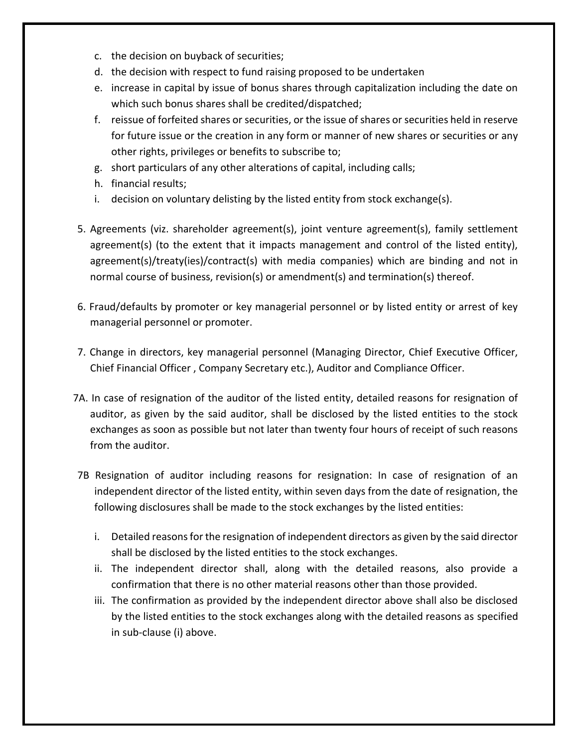c. the decision on buyback of securities;
d. the decision with respect to fund raising proposed to be undertaken
e. increase in capital by issue of bonus shares through capitalization including the date on which such bonus shares shall be credited/dispatched;
f. reissue of forfeited shares or securities, or the issue of shares or securities held in reserve for future issue or the creation in any form or manner of new shares or securities or any other rights, privileges or benefits to subscribe to;
g. short particulars of any other alterations of capital, including calls;
h. financial results;
i. decision on voluntary delisting by the listed entity from stock exchange(s).

5. Agreements (viz. shareholder agreement(s), joint venture agreement(s), family settlement agreement(s) (to the extent that it impacts management and control of the listed entity), agreement(s)/treaty(ies)/contract(s) with media companies) which are binding and not in normal course of business, revision(s) or amendment(s) and termination(s) thereof.

6. Fraud/defaults by promoter or key managerial personnel or by listed entity or arrest of key managerial personnel or promoter.

7. Change in directors, key managerial personnel (Managing Director, Chief Executive Officer, Chief Financial Officer , Company Secretary etc.), Auditor and Compliance Officer.

7A. In case of resignation of the auditor of the listed entity, detailed reasons for resignation of auditor, as given by the said auditor, shall be disclosed by the listed entities to the stock exchanges as soon as possible but not later than twenty four hours of receipt of such reasons from the auditor.

7B Resignation of auditor including reasons for resignation: In case of resignation of an independent director of the listed entity, within seven days from the date of resignation, the following disclosures shall be made to the stock exchanges by the listed entities:

i. Detailed reasons for the resignation of independent directors as given by the said director shall be disclosed by the listed entities to the stock exchanges.
ii. The independent director shall, along with the detailed reasons, also provide a confirmation that there is no other material reasons other than those provided.
iii. The confirmation as provided by the independent director above shall also be disclosed by the listed entities to the stock exchanges along with the detailed reasons as specified in sub-clause (i) above.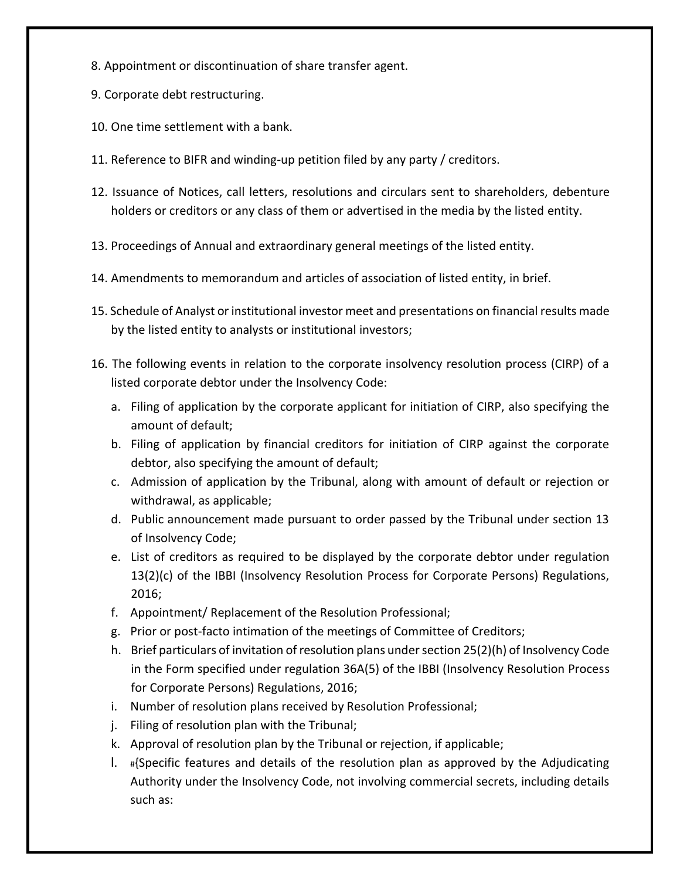8. Appointment or discontinuation of share transfer agent.

9. Corporate debt restructuring.

10. One time settlement with a bank.

11. Reference to BIFR and winding-up petition filed by any party / creditors.

12. Issuance of Notices, call letters, resolutions and circulars sent to shareholders, debenture holders or creditors or any class of them or advertised in the media by the listed entity.

13. Proceedings of Annual and extraordinary general meetings of the listed entity.

14. Amendments to memorandum and articles of association of listed entity, in brief.

15. Schedule of Analyst or institutional investor meet and presentations on financial results made by the listed entity to analysts or institutional investors;

16. The following events in relation to the corporate insolvency resolution process (CIRP) of a listed corporate debtor under the Insolvency Code:

    a. Filing of application by the corporate applicant for initiation of CIRP, also specifying the amount of default;
    b. Filing of application by financial creditors for initiation of CIRP against the corporate debtor, also specifying the amount of default;
    c. Admission of application by the Tribunal, along with amount of default or rejection or withdrawal, as applicable;
    d. Public announcement made pursuant to order passed by the Tribunal under section 13 of Insolvency Code;
    e. List of creditors as required to be displayed by the corporate debtor under regulation 13(2)(c) of the IBBI (Insolvency Resolution Process for Corporate Persons) Regulations, 2016;
    f. Appointment/ Replacement of the Resolution Professional;
    g. Prior or post-facto intimation of the meetings of Committee of Creditors;
    h. Brief particulars of invitation of resolution plans under section 25(2)(h) of Insolvency Code in the Form specified under regulation 36A(5) of the IBBI (Insolvency Resolution Process for Corporate Persons) Regulations, 2016;
    i. Number of resolution plans received by Resolution Professional;
    j. Filing of resolution plan with the Tribunal;
    k. Approval of resolution plan by the Tribunal or rejection, if applicable;
    l. #{Specific features and details of the resolution plan as approved by the Adjudicating Authority under the Insolvency Code, not involving commercial secrets, including details such as: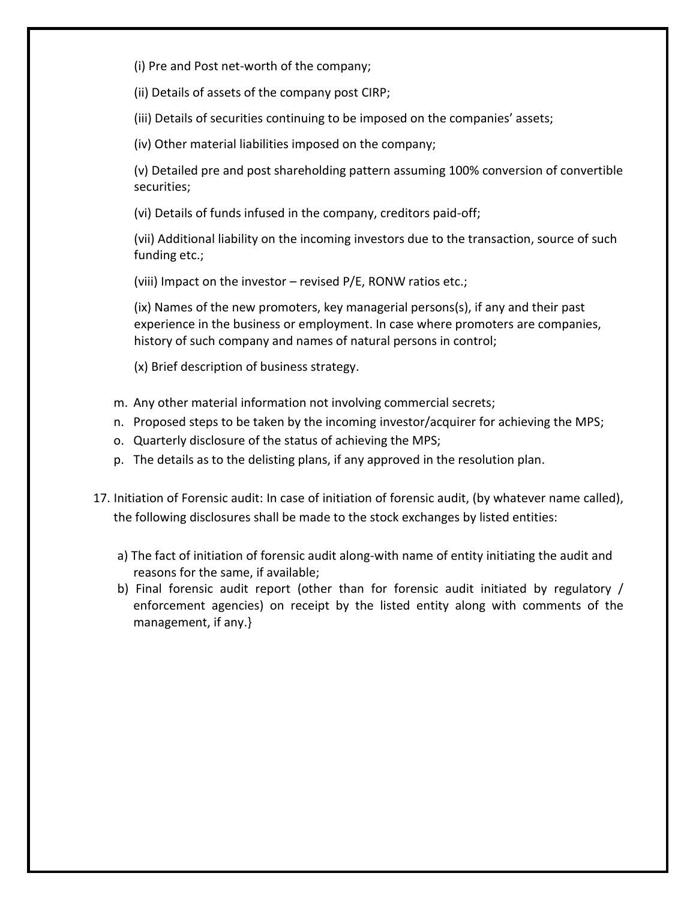(i) Pre and Post net-worth of the company;

(ii) Details of assets of the company post CIRP;

(iii) Details of securities continuing to be imposed on the companies' assets;

(iv) Other material liabilities imposed on the company;

(v) Detailed pre and post shareholding pattern assuming 100% conversion of convertible securities;

(vi) Details of funds infused in the company, creditors paid-off;

(vii) Additional liability on the incoming investors due to the transaction, source of such funding etc.;

(viii) Impact on the investor – revised P/E, RONW ratios etc.;

(ix) Names of the new promoters, key managerial persons(s), if any and their past experience in the business or employment. In case where promoters are companies, history of such company and names of natural persons in control;

(x) Brief description of business strategy.

m. Any other material information not involving commercial secrets;
n. Proposed steps to be taken by the incoming investor/acquirer for achieving the MPS;
o. Quarterly disclosure of the status of achieving the MPS;
p. The details as to the delisting plans, if any approved in the resolution plan.

17. Initiation of Forensic audit: In case of initiation of forensic audit, (by whatever name called), the following disclosures shall be made to the stock exchanges by listed entities:

a) The fact of initiation of forensic audit along-with name of entity initiating the audit and reasons for the same, if available;
b) Final forensic audit report (other than for forensic audit initiated by regulatory / enforcement agencies) on receipt by the listed entity along with comments of the management, if any.}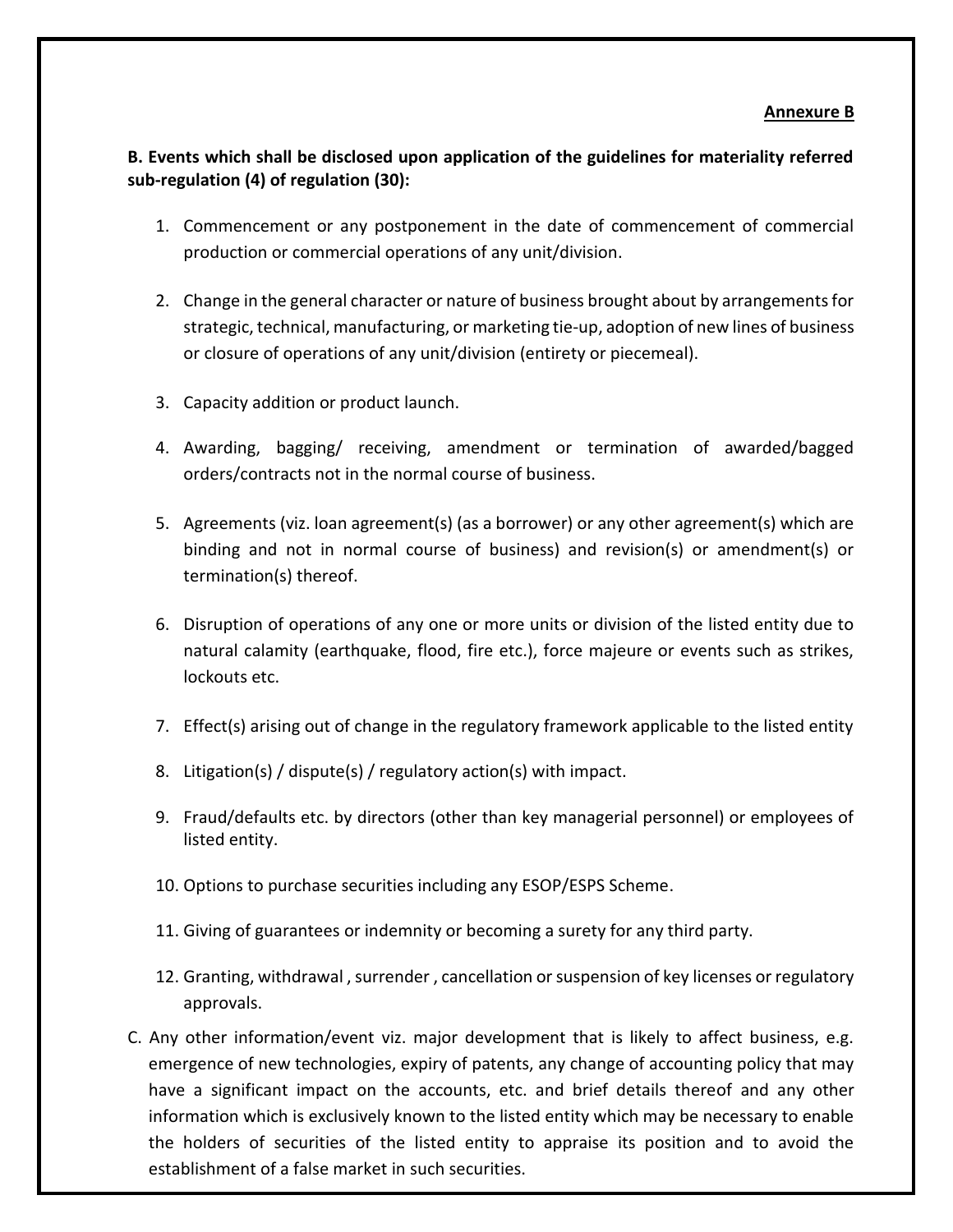**Annexure B**

**B. Events which shall be disclosed upon application of the guidelines for materiality referred sub-regulation (4) of regulation (30):**

1. Commencement or any postponement in the date of commencement of commercial production or commercial operations of any unit/division.
2. Change in the general character or nature of business brought about by arrangements for strategic, technical, manufacturing, or marketing tie-up, adoption of new lines of business or closure of operations of any unit/division (entirety or piecemeal).
3. Capacity addition or product launch.
4. Awarding, bagging/ receiving, amendment or termination of awarded/bagged orders/contracts not in the normal course of business.
5. Agreements (viz. loan agreement(s) (as a borrower) or any other agreement(s) which are binding and not in normal course of business) and revision(s) or amendment(s) or termination(s) thereof.
6. Disruption of operations of any one or more units or division of the listed entity due to natural calamity (earthquake, flood, fire etc.), force majeure or events such as strikes, lockouts etc.
7. Effect(s) arising out of change in the regulatory framework applicable to the listed entity
8. Litigation(s) / dispute(s) / regulatory action(s) with impact.
9. Fraud/defaults etc. by directors (other than key managerial personnel) or employees of listed entity.
10. Options to purchase securities including any ESOP/ESPS Scheme.
11. Giving of guarantees or indemnity or becoming a surety for any third party.
12. Granting, withdrawal , surrender , cancellation or suspension of key licenses or regulatory approvals.

C. Any other information/event viz. major development that is likely to affect business, e.g. emergence of new technologies, expiry of patents, any change of accounting policy that may have a significant impact on the accounts, etc. and brief details thereof and any other information which is exclusively known to the listed entity which may be necessary to enable the holders of securities of the listed entity to appraise its position and to avoid the establishment of a false market in such securities.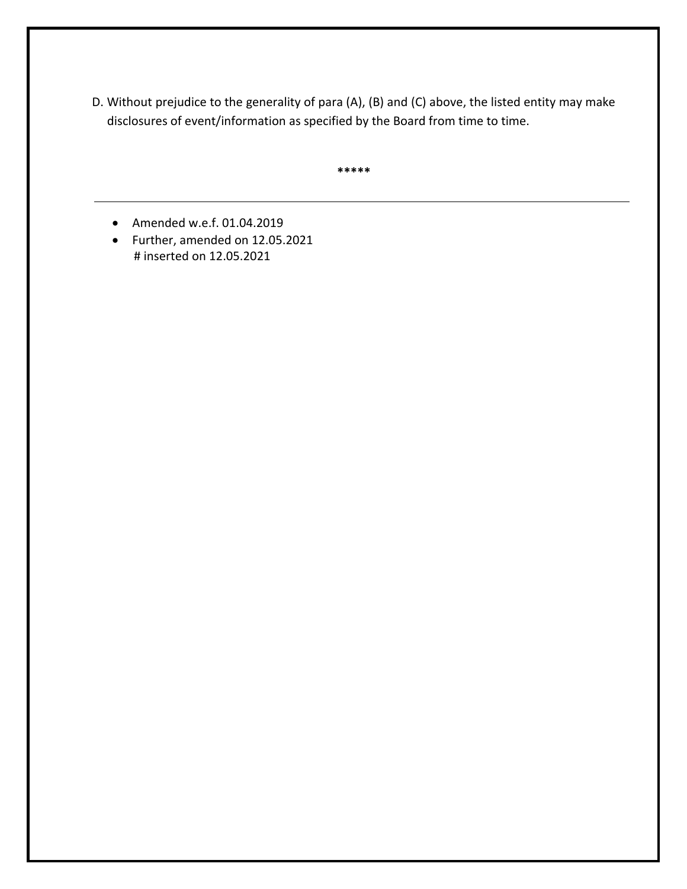D. Without prejudice to the generality of para (A), (B) and (C) above, the listed entity may make disclosures of event/information as specified by the Board from time to time.

*****

---

- Amended w.e.f. 01.04.2019
- Further, amended on 12.05.2021
  # inserted on 12.05.2021